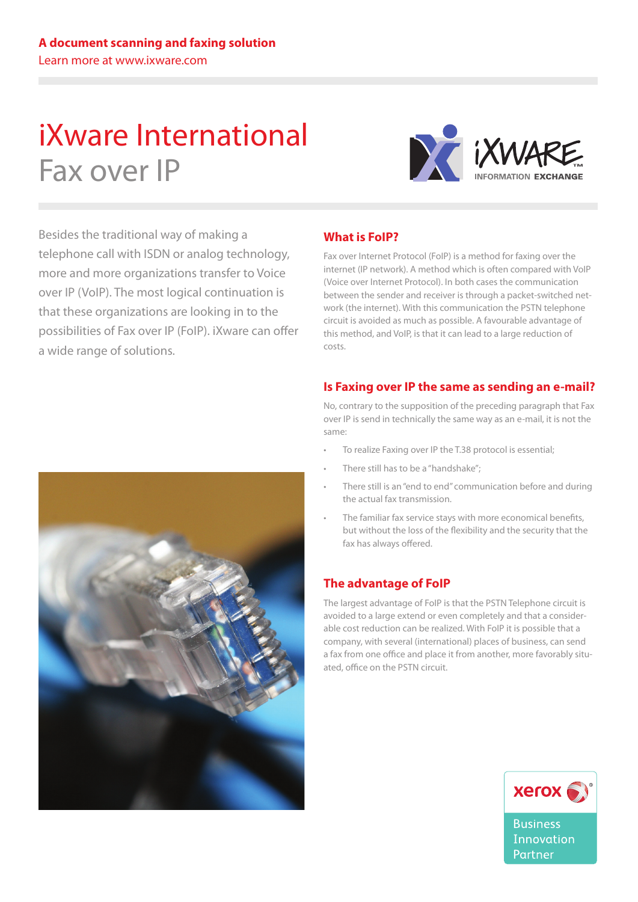**A document scanning and faxing solution**

Learn more at www.ixware.com

# iXware International

## Fax over IP

Besides the traditional way of making a telephone call with ISDN or analog technology, more and more organizations transfer to Voice over IP (VoIP). The most logical continuation is that these organizations are looking in to the possibilities of Fax over IP (FoIP). iXware can offer a wide range of solutions.

### What is FoIP?

Fax over Internet Protocol (FoIP) is a method for faxing over the internet (IP network). A method which is often compared with VoIP (Voice over Internet Protocol). In both cases the communication between the sender and receiver is through a packet-switched network (the internet). With this communication the PSTN telephone circuit is avoided as much as possible. A favourable advantage of this method, and VoIP, is that it can lead to a large reduction of costs.

### Is Faxing over IP the same as sending an e-mail?

No, contrary to the supposition of the preceding paragraph that Fax over IP is send in technically the same way as an e-mail, it is not the same:

- To realize Faxing over IP the T.38 protocol is essential;
- There still has to be a "handshake";
- There still is an "end to end" communication before and during the actual fax transmission.
- The familiar fax service stays with more economical benefits, but without the loss of the flexibility and the security that the fax has always offered.

### The advantage of FoIP

The largest advantage of FoIP is that the PSTN Telephone circuit is avoided to a large extend or even completely and that a considerable cost reduction can be realized. With FoIP it is possible that a company, with several (international) places of business, can send a fax from one office and place it from another, more favorably situated, office on the PSTN circuit.

xerox Business Innovation Partner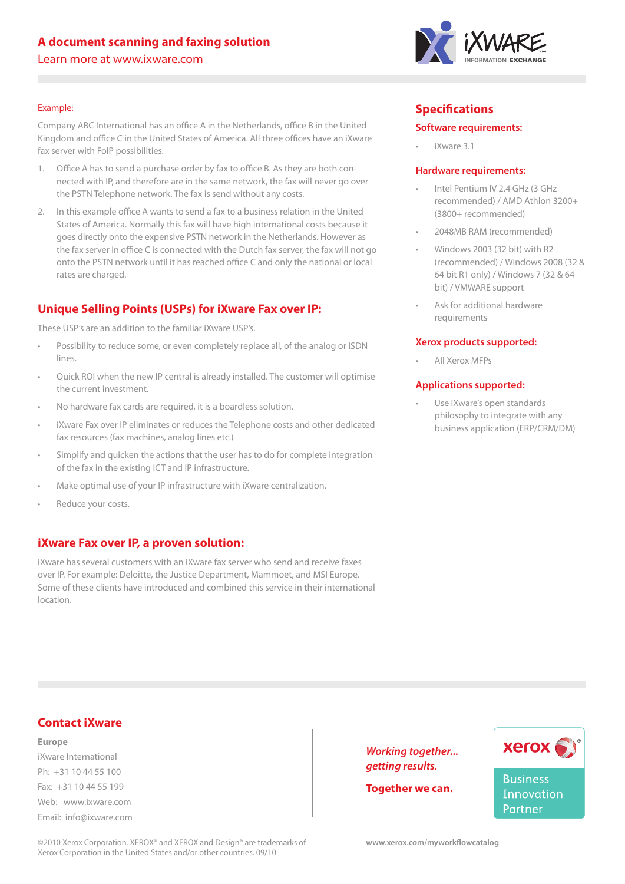A document scanning and faxing solution

Learn more at www.ixware.com

Example:

Company ABC International has an office A in the Netherlands, office B in the United Kingdom and office C in the United States of America. All three offices have an iXware fax server with FoIP possibilities.

1. Office A has to send a purchase order by fax to office B. As they are both connected with IP, and therefore are in the same network, the fax will never go over the PSTN Telephone network. The fax is send without any costs.
2. In this example office A wants to send a fax to a business relation in the United States of America. Normally this fax will have high international costs because it goes directly onto the expensive PSTN network in the Netherlands. However as the fax server in office C is connected with the Dutch fax server, the fax will not go onto the PSTN network until it has reached office C and only the national or local rates are charged.

## Unique Selling Points (USPs) for iXware Fax over IP:

These USP's are an addition to the familiar iXware USP's.

- Possibility to reduce some, or even completely replace all, of the analog or ISDN lines.
- Quick ROI when the new IP central is already installed. The customer will optimise the current investment.
- No hardware fax cards are required, it is a boardless solution.
- iXware Fax over IP eliminates or reduces the Telephone costs and other dedicated fax resources (fax machines, analog lines etc.)
- Simplify and quicken the actions that the user has to do for complete integration of the fax in the existing ICT and IP infrastructure.
- Make optimal use of your IP infrastructure with iXware centralization.
- Reduce your costs.

## iXware Fax over IP, a proven solution:

iXware has several customers with an iXware fax server who send and receive faxes over IP. For example: Deloitte, the Justice Department, Mammoet, and MSI Europe. Some of these clients have introduced and combined this service in their international location.

## Specifications

### Software requirements:

- iXware 3.1

### Hardware requirements:

- Intel Pentium IV 2.4 GHz (3 GHz recommended) / AMD Athlon 3200+ (3800+ recommended)
- 2048MB RAM (recommended)
- Windows 2003 (32 bit) with R2 (recommended) / Windows 2008 (32 & 64 bit R1 only) / Windows 7 (32 & 64 bit) / VMWARE support
- Ask for additional hardware requirements

### Xerox products supported:

- All Xerox MFPs

### Applications supported:

- Use iXware's open standards philosophy to integrate with any business application (ERP/CRM/DM)

## Contact iXware

**Europe**

iXware International

Ph: +31 10 44 55 100

Fax: +31 10 44 55 199

Web: www.ixware.com

Email: info@ixware.com

*Working together... getting results.*

**Together we can.**

xerox Business Innovation Partner

©2010 Xerox Corporation. XEROX® and XEROX and Design® are trademarks of Xerox Corporation in the United States and/or other countries. 09/10

www.xerox.com/myworkflowcatalog